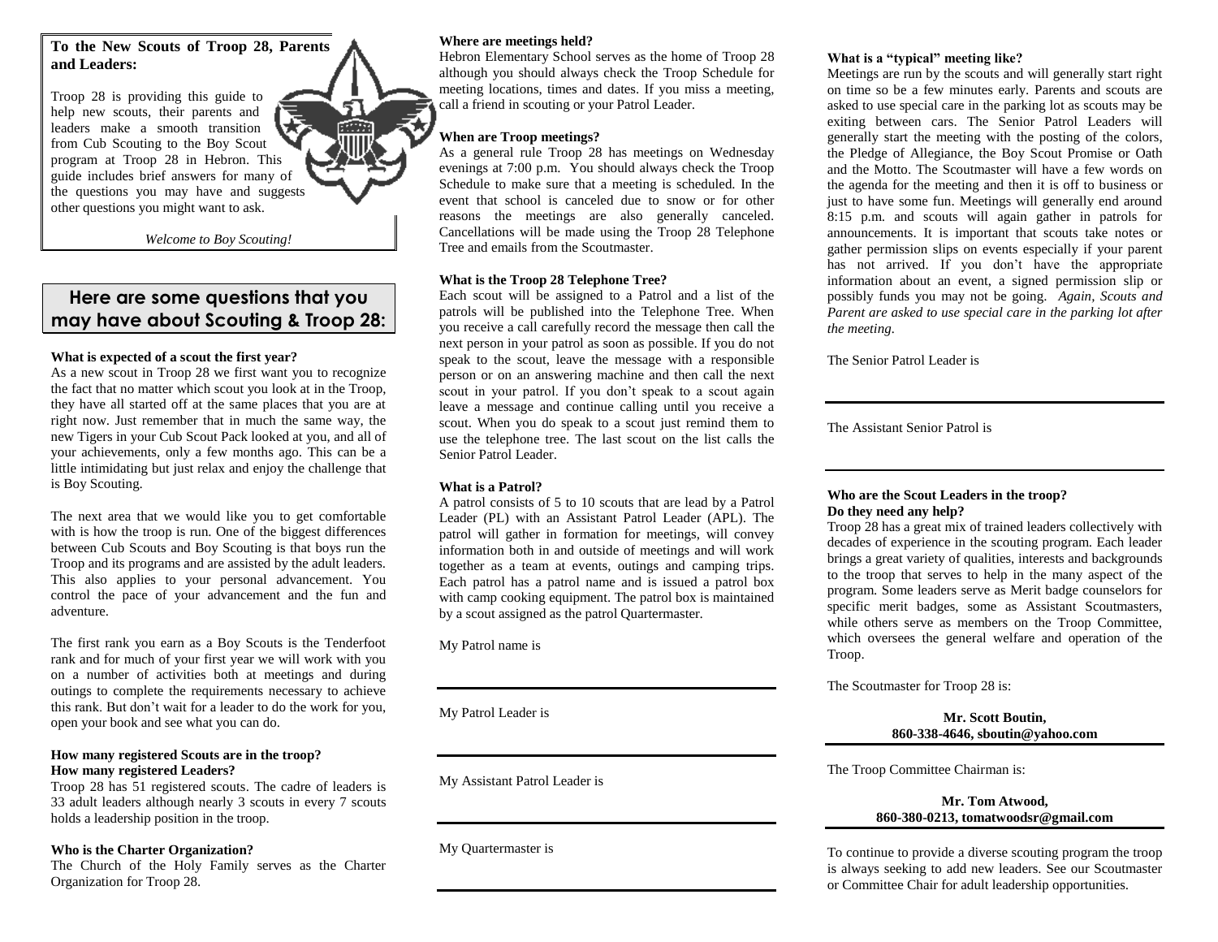**To the New Scouts of Troop 28, Parents and Leaders:**

Troop 28 is providing this guide to help new scouts, their parents and leaders make a smooth transition from Cub Scouting to the Boy Scout program at Troop 28 in Hebron. This guide includes brief answers for many of the questions you may have and suggests other questions you might want to ask.

*Welcome to Boy Scouting!*

## Here are some questions that you may have about Scouting & Troop 28:

**What is expected of a scout the first year?**

As a new scout in Troop 28 we first want you to recognize the fact that no matter which scout you look at in the Troop, they have all started off at the same places that you are at right now. Just remember that in much the same way, the new Tigers in your Cub Scout Pack looked at you, and all of your achievements, only a few months ago. This can be a little intimidating but just relax and enjoy the challenge that is Boy Scouting.

The next area that we would like you to get comfortable with is how the troop is run. One of the biggest differences between Cub Scouts and Boy Scouting is that boys run the Troop and its programs and are assisted by the adult leaders. This also applies to your personal advancement. You control the pace of your advancement and the fun and adventure.

The first rank you earn as a Boy Scouts is the Tenderfoot rank and for much of your first year we will work with you on a number of activities both at meetings and during outings to complete the requirements necessary to achieve this rank. But don't wait for a leader to do the work for you, open your book and see what you can do.

**How many registered Scouts are in the troop?**
**How many registered Leaders?**

Troop 28 has 51 registered scouts. The cadre of leaders is 33 adult leaders although nearly 3 scouts in every 7 scouts holds a leadership position in the troop.

**Who is the Charter Organization?**

The Church of the Holy Family serves as the Charter Organization for Troop 28.

**Where are meetings held?**

Hebron Elementary School serves as the home of Troop 28 although you should always check the Troop Schedule for meeting locations, times and dates. If you miss a meeting, call a friend in scouting or your Patrol Leader.

**When are Troop meetings?**

As a general rule Troop 28 has meetings on Wednesday evenings at 7:00 p.m. You should always check the Troop Schedule to make sure that a meeting is scheduled. In the event that school is canceled due to snow or for other reasons the meetings are also generally canceled. Cancellations will be made using the Troop 28 Telephone Tree and emails from the Scoutmaster.

**What is the Troop 28 Telephone Tree?**

Each scout will be assigned to a Patrol and a list of the patrols will be published into the Telephone Tree. When you receive a call carefully record the message then call the next person in your patrol as soon as possible. If you do not speak to the scout, leave the message with a responsible person or on an answering machine and then call the next scout in your patrol. If you don't speak to a scout again leave a message and continue calling until you receive a scout. When you do speak to a scout just remind them to use the telephone tree. The last scout on the list calls the Senior Patrol Leader.

**What is a Patrol?**

A patrol consists of 5 to 10 scouts that are lead by a Patrol Leader (PL) with an Assistant Patrol Leader (APL). The patrol will gather in formation for meetings, will convey information both in and outside of meetings and will work together as a team at events, outings and camping trips. Each patrol has a patrol name and is issued a patrol box with camp cooking equipment. The patrol box is maintained by a scout assigned as the patrol Quartermaster.

My Patrol name is

---

My Patrol Leader is

---

My Assistant Patrol Leader is

---

My Quartermaster is

---

**What is a "typical" meeting like?**

Meetings are run by the scouts and will generally start right on time so be a few minutes early. Parents and scouts are asked to use special care in the parking lot as scouts may be exiting between cars. The Senior Patrol Leaders will generally start the meeting with the posting of the colors, the Pledge of Allegiance, the Boy Scout Promise or Oath and the Motto. The Scoutmaster will have a few words on the agenda for the meeting and then it is off to business or just to have some fun. Meetings will generally end around 8:15 p.m. and scouts will again gather in patrols for announcements. It is important that scouts take notes or gather permission slips on events especially if your parent has not arrived. If you don't have the appropriate information about an event, a signed permission slip or possibly funds you may not be going. *Again, Scouts and Parent are asked to use special care in the parking lot after the meeting.*

The Senior Patrol Leader is

---

The Assistant Senior Patrol is

---

**Who are the Scout Leaders in the troop?**
**Do they need any help?**

Troop 28 has a great mix of trained leaders collectively with decades of experience in the scouting program. Each leader brings a great variety of qualities, interests and backgrounds to the troop that serves to help in the many aspect of the program. Some leaders serve as Merit badge counselors for specific merit badges, some as Assistant Scoutmasters, while others serve as members on the Troop Committee, which oversees the general welfare and operation of the Troop.

The Scoutmaster for Troop 28 is:

**Mr. Scott Boutin,**
**860-338-4646, sboutin@yahoo.com**

The Troop Committee Chairman is:

**Mr. Tom Atwood,**
**860-380-0213, tomatwoodsr@gmail.com**

To continue to provide a diverse scouting program the troop is always seeking to add new leaders. See our Scoutmaster or Committee Chair for adult leadership opportunities.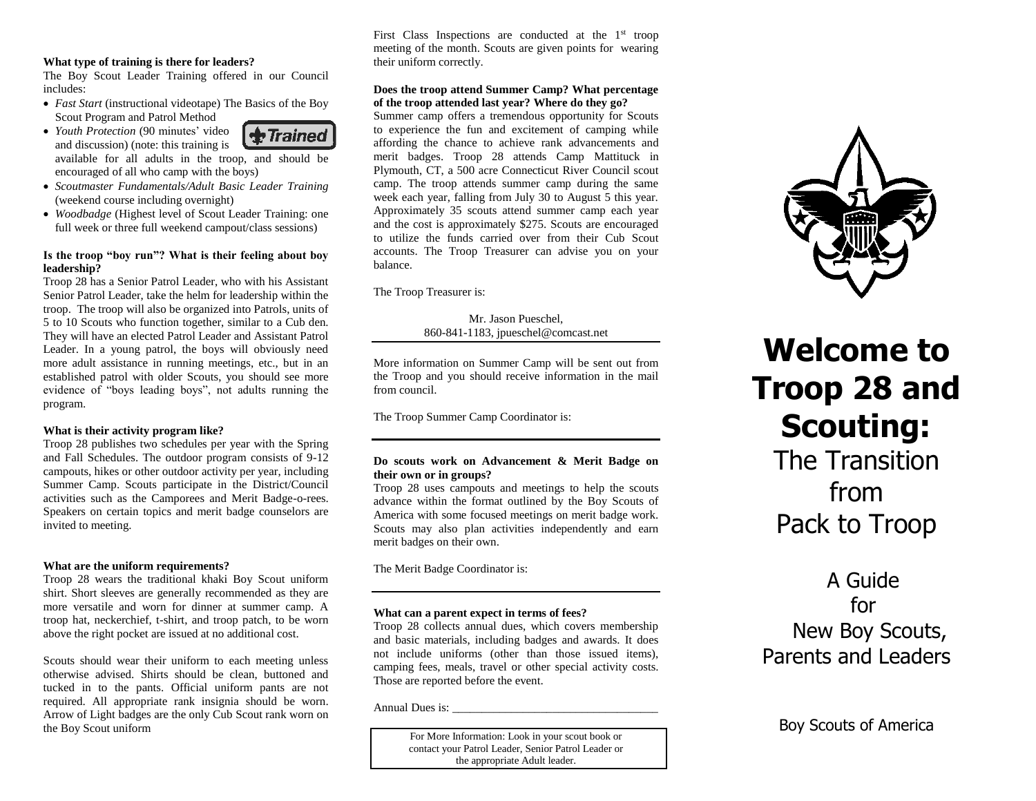**What type of training is there for leaders?**

The Boy Scout Leader Training offered in our Council includes:

- *Fast Start* (instructional videotape) The Basics of the Boy Scout Program and Patrol Method
- *Youth Protection* (90 minutes' video and discussion) (note: this training is available for all adults in the troop, and should be encouraged of all who camp with the boys)
- *Scoutmaster Fundamentals/Adult Basic Leader Training* (weekend course including overnight)
- *Woodbadge* (Highest level of Scout Leader Training: one full week or three full weekend campout/class sessions)

**Is the troop "boy run"? What is their feeling about boy leadership?**

Troop 28 has a Senior Patrol Leader, who with his Assistant Senior Patrol Leader, take the helm for leadership within the troop. The troop will also be organized into Patrols, units of 5 to 10 Scouts who function together, similar to a Cub den. They will have an elected Patrol Leader and Assistant Patrol Leader. In a young patrol, the boys will obviously need more adult assistance in running meetings, etc., but in an established patrol with older Scouts, you should see more evidence of "boys leading boys", not adults running the program.

**What is their activity program like?**

Troop 28 publishes two schedules per year with the Spring and Fall Schedules. The outdoor program consists of 9-12 campouts, hikes or other outdoor activity per year, including Summer Camp. Scouts participate in the District/Council activities such as the Camporees and Merit Badge-o-rees. Speakers on certain topics and merit badge counselors are invited to meeting.

**What are the uniform requirements?**

Troop 28 wears the traditional khaki Boy Scout uniform shirt. Short sleeves are generally recommended as they are more versatile and worn for dinner at summer camp. A troop hat, neckerchief, t-shirt, and troop patch, to be worn above the right pocket are issued at no additional cost.

Scouts should wear their uniform to each meeting unless otherwise advised. Shirts should be clean, buttoned and tucked in to the pants. Official uniform pants are not required. All appropriate rank insignia should be worn. Arrow of Light badges are the only Cub Scout rank worn on the Boy Scout uniform

First Class Inspections are conducted at the 1st troop meeting of the month. Scouts are given points for wearing their uniform correctly.

**Does the troop attend Summer Camp? What percentage of the troop attended last year? Where do they go?**

Summer camp offers a tremendous opportunity for Scouts to experience the fun and excitement of camping while affording the chance to achieve rank advancements and merit badges. Troop 28 attends Camp Mattituck in Plymouth, CT, a 500 acre Connecticut River Council scout camp. The troop attends summer camp during the same week each year, falling from July 30 to August 5 this year. Approximately 35 scouts attend summer camp each year and the cost is approximately $275. Scouts are encouraged to utilize the funds carried over from their Cub Scout accounts. The Troop Treasurer can advise you on your balance.

The Troop Treasurer is:

Mr. Jason Pueschel,
860-841-1183, jpueschel@comcast.net

More information on Summer Camp will be sent out from the Troop and you should receive information in the mail from council.

The Troop Summer Camp Coordinator is:

**Do scouts work on Advancement & Merit Badge on their own or in groups?**

Troop 28 uses campouts and meetings to help the scouts advance within the format outlined by the Boy Scouts of America with some focused meetings on merit badge work. Scouts may also plan activities independently and earn merit badges on their own.

The Merit Badge Coordinator is:

**What can a parent expect in terms of fees?**

Troop 28 collects annual dues, which covers membership and basic materials, including badges and awards. It does not include uniforms (other than those issued items), camping fees, meals, travel or other special activity costs. Those are reported before the event.

Annual Dues is: ___________________________________

For More Information: Look in your scout book or contact your Patrol Leader, Senior Patrol Leader or the appropriate Adult leader.

# Welcome to Troop 28 and Scouting:

## The Transition from Pack to Troop

A Guide for New Boy Scouts, Parents and Leaders

Boy Scouts of America